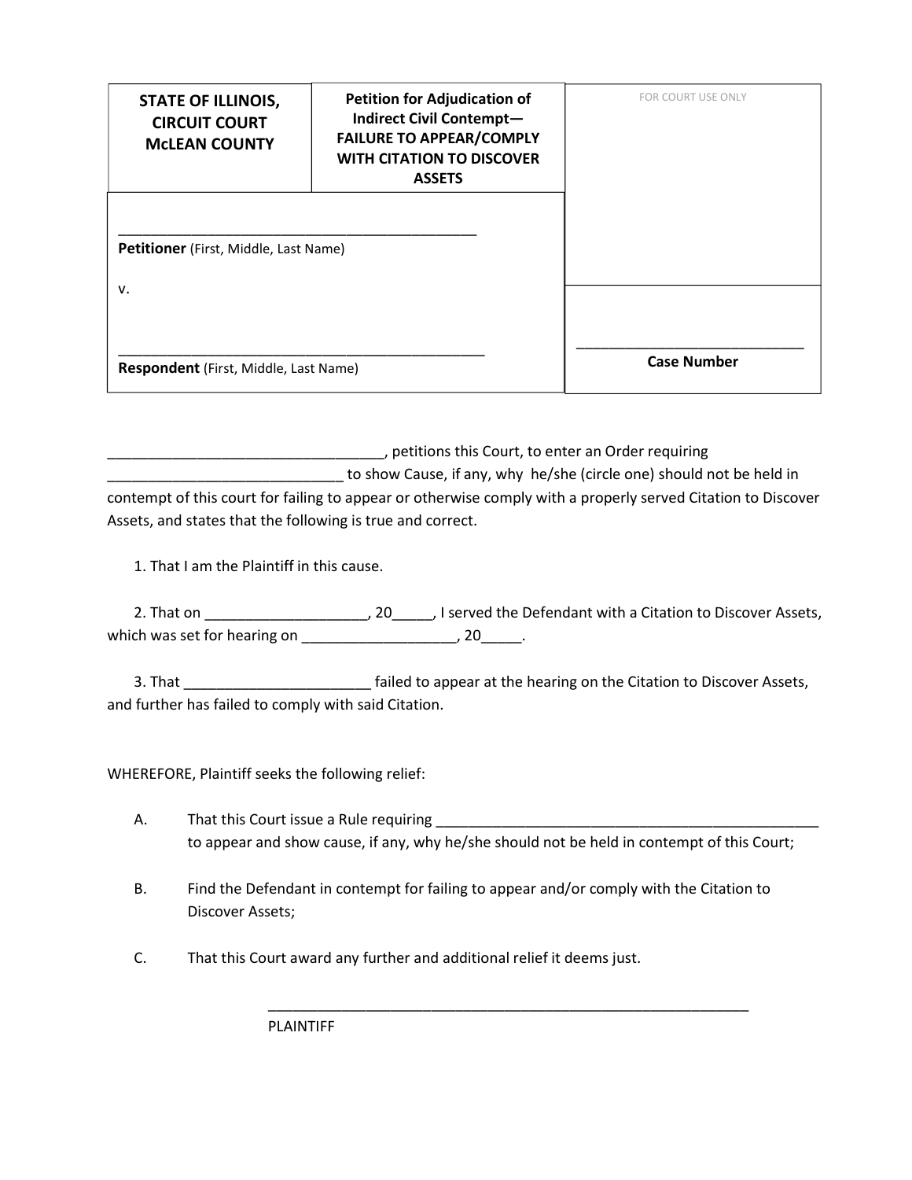| **STATE OF ILLINOIS, CIRCUIT COURT McLEAN COUNTY** | **Petition for Adjudication of Indirect Civil Contempt— FAILURE TO APPEAR/COMPLY WITH CITATION TO DISCOVER ASSETS** | FOR COURT USE ONLY |
|---|---|---|
| ______________________________________________ **Petitioner** (First, Middle, Last Name) v. ______________________________________________ **Respondent** (First, Middle, Last Name) | | ______________________________ **Case Number** |

__________________________________, petitions this Court, to enter an Order requiring ____________________________ to show Cause, if any, why he/she (circle one) should not be held in contempt of this court for failing to appear or otherwise comply with a properly served Citation to Discover Assets, and states that the following is true and correct.

1. That I am the Plaintiff in this cause.

2. That on ___________________, 20_____, I served the Defendant with a Citation to Discover Assets, which was set for hearing on __________________, 20_____.

3. That ______________________ failed to appear at the hearing on the Citation to Discover Assets, and further has failed to comply with said Citation.

WHEREFORE, Plaintiff seeks the following relief:

A. That this Court issue a Rule requiring _______________________________________________ to appear and show cause, if any, why he/she should not be held in contempt of this Court;

B. Find the Defendant in contempt for failing to appear and/or comply with the Citation to Discover Assets;

C. That this Court award any further and additional relief it deems just.

_____________________________________________________________
PLAINTIFF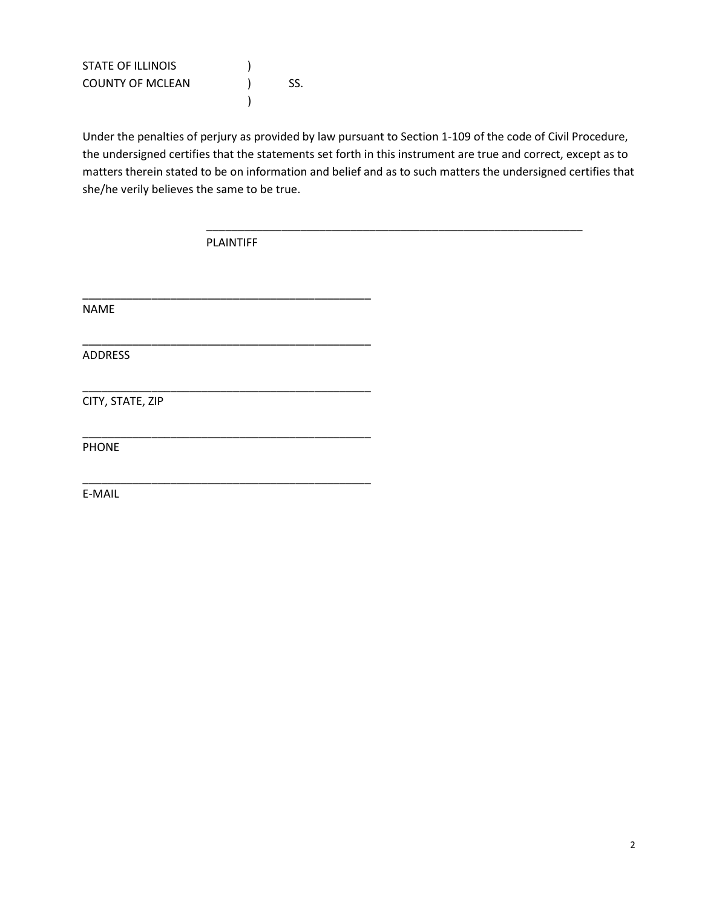STATE OF ILLINOIS )
COUNTY OF MCLEAN ) SS.
)

Under the penalties of perjury as provided by law pursuant to Section 1-109 of the code of Civil Procedure, the undersigned certifies that the statements set forth in this instrument are true and correct, except as to matters therein stated to be on information and belief and as to such matters the undersigned certifies that she/he verily believes the same to be true.

\_\_\_\_\_\_\_\_\_\_\_\_\_\_\_\_\_\_\_\_\_\_\_\_\_\_\_\_\_\_\_\_\_\_\_\_\_\_\_\_\_\_\_\_\_\_\_\_\_\_\_\_\_\_\_\_\_\_\_\_\_\_\_\_
PLAINTIFF

\_\_\_\_\_\_\_\_\_\_\_\_\_\_\_\_\_\_\_\_\_\_\_\_\_\_\_\_\_\_\_\_\_\_\_\_\_\_\_\_\_\_\_\_\_\_\_\_
NAME

\_\_\_\_\_\_\_\_\_\_\_\_\_\_\_\_\_\_\_\_\_\_\_\_\_\_\_\_\_\_\_\_\_\_\_\_\_\_\_\_\_\_\_\_\_\_\_\_
ADDRESS

\_\_\_\_\_\_\_\_\_\_\_\_\_\_\_\_\_\_\_\_\_\_\_\_\_\_\_\_\_\_\_\_\_\_\_\_\_\_\_\_\_\_\_\_\_\_\_\_
CITY, STATE, ZIP

\_\_\_\_\_\_\_\_\_\_\_\_\_\_\_\_\_\_\_\_\_\_\_\_\_\_\_\_\_\_\_\_\_\_\_\_\_\_\_\_\_\_\_\_\_\_\_\_
PHONE

\_\_\_\_\_\_\_\_\_\_\_\_\_\_\_\_\_\_\_\_\_\_\_\_\_\_\_\_\_\_\_\_\_\_\_\_\_\_\_\_\_\_\_\_\_\_\_\_
E-MAIL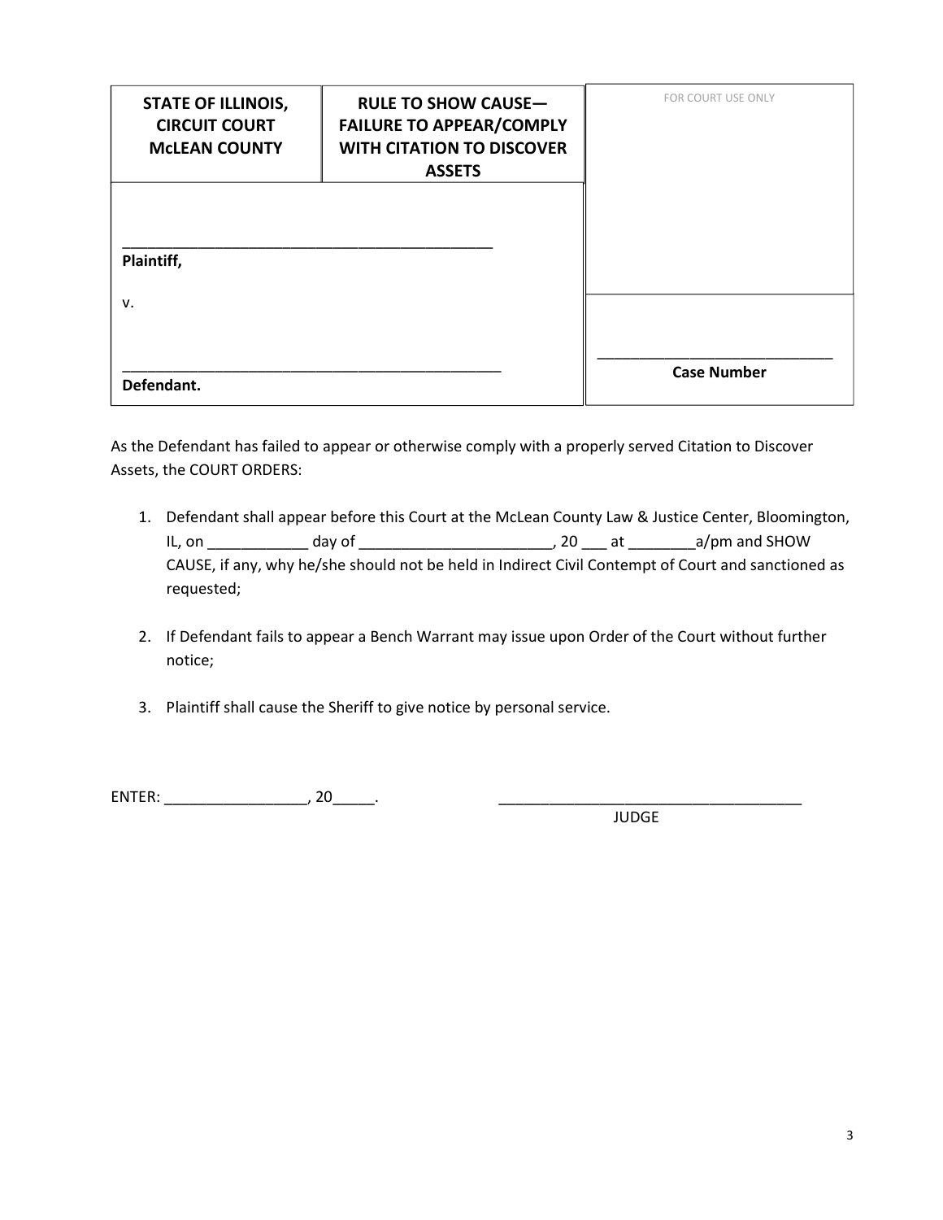| STATE OF ILLINOIS, CIRCUIT COURT McLEAN COUNTY | RULE TO SHOW CAUSE— FAILURE TO APPEAR/COMPLY WITH CITATION TO DISCOVER ASSETS | FOR COURT USE ONLY |
|---|---|---|
| ______________________________________________ **Plaintiff,** v. ______________________________________________ **Defendant.** | | ____________________________ **Case Number** |

As the Defendant has failed to appear or otherwise comply with a properly served Citation to Discover Assets, the COURT ORDERS:

1. Defendant shall appear before this Court at the McLean County Law & Justice Center, Bloomington, IL, on ____________ day of _______________________, 20 ___ at ________a/pm and SHOW CAUSE, if any, why he/she should not be held in Indirect Civil Contempt of Court and sanctioned as requested;

2. If Defendant fails to appear a Bench Warrant may issue upon Order of the Court without further notice;

3. Plaintiff shall cause the Sheriff to give notice by personal service.

ENTER: _________________, 20_____.

____________________________________
JUDGE